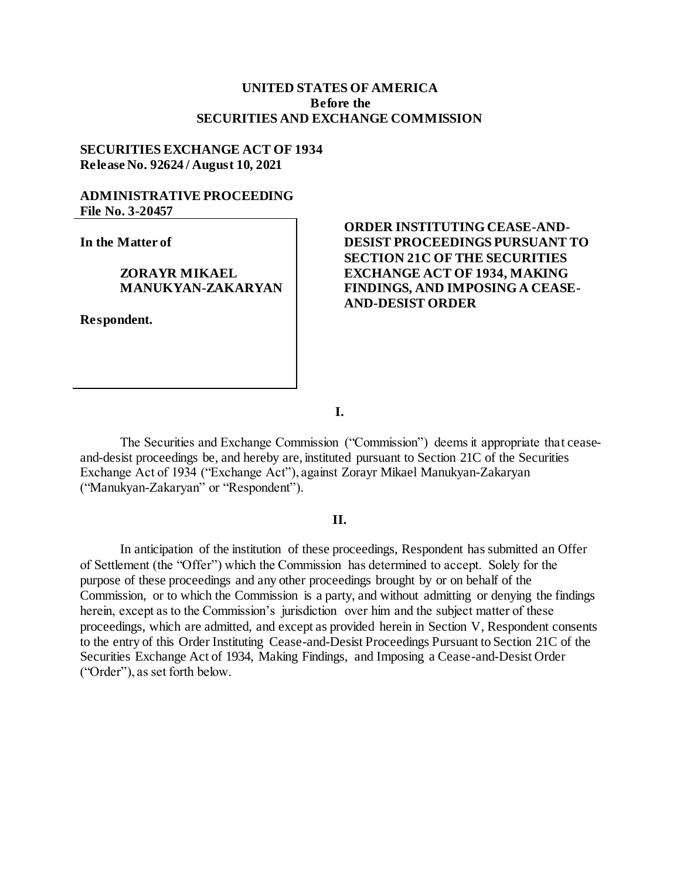**UNITED STATES OF AMERICA**
**Before the**
**SECURITIES AND EXCHANGE COMMISSION**

**SECURITIES EXCHANGE ACT OF 1934**
**Release No. 92624 / August 10, 2021**

**ADMINISTRATIVE PROCEEDING**
**File No. 3-20457**

**In the Matter of**

**ZORAYR MIKAEL MANUKYAN-ZAKARYAN**

**Respondent.**

**ORDER INSTITUTING CEASE-AND-DESIST PROCEEDINGS PURSUANT TO SECTION 21C OF THE SECURITIES EXCHANGE ACT OF 1934, MAKING FINDINGS, AND IMPOSING A CEASE-AND-DESIST ORDER**

**I.**

The Securities and Exchange Commission ("Commission") deems it appropriate that cease-and-desist proceedings be, and hereby are, instituted pursuant to Section 21C of the Securities Exchange Act of 1934 ("Exchange Act"), against Zorayr Mikael Manukyan-Zakaryan ("Manukyan-Zakaryan" or "Respondent").

**II.**

In anticipation of the institution of these proceedings, Respondent has submitted an Offer of Settlement (the "Offer") which the Commission has determined to accept. Solely for the purpose of these proceedings and any other proceedings brought by or on behalf of the Commission, or to which the Commission is a party, and without admitting or denying the findings herein, except as to the Commission's jurisdiction over him and the subject matter of these proceedings, which are admitted, and except as provided herein in Section V, Respondent consents to the entry of this Order Instituting Cease-and-Desist Proceedings Pursuant to Section 21C of the Securities Exchange Act of 1934, Making Findings, and Imposing a Cease-and-Desist Order ("Order"), as set forth below.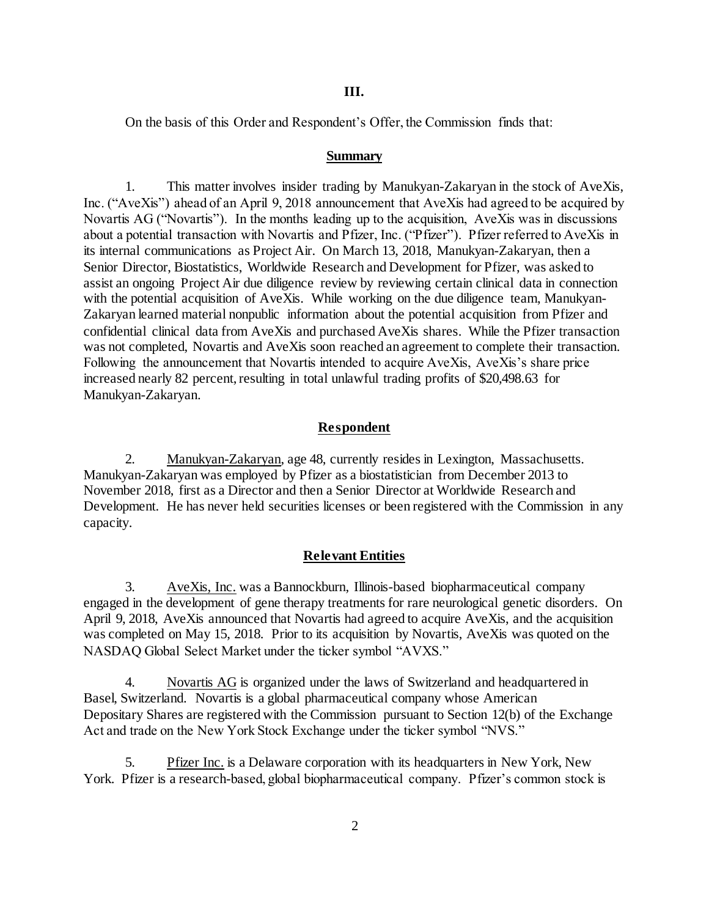**III.**

On the basis of this Order and Respondent's Offer, the Commission finds that:

**Summary**

1. This matter involves insider trading by Manukyan-Zakaryan in the stock of AveXis, Inc. ("AveXis") ahead of an April 9, 2018 announcement that AveXis had agreed to be acquired by Novartis AG ("Novartis"). In the months leading up to the acquisition, AveXis was in discussions about a potential transaction with Novartis and Pfizer, Inc. ("Pfizer"). Pfizer referred to AveXis in its internal communications as Project Air. On March 13, 2018, Manukyan-Zakaryan, then a Senior Director, Biostatistics, Worldwide Research and Development for Pfizer, was asked to assist an ongoing Project Air due diligence review by reviewing certain clinical data in connection with the potential acquisition of AveXis. While working on the due diligence team, Manukyan-Zakaryan learned material nonpublic information about the potential acquisition from Pfizer and confidential clinical data from AveXis and purchased AveXis shares. While the Pfizer transaction was not completed, Novartis and AveXis soon reached an agreement to complete their transaction. Following the announcement that Novartis intended to acquire AveXis, AveXis's share price increased nearly 82 percent, resulting in total unlawful trading profits of $20,498.63 for Manukyan-Zakaryan.

**Respondent**

2. Manukyan-Zakaryan, age 48, currently resides in Lexington, Massachusetts. Manukyan-Zakaryan was employed by Pfizer as a biostatistician from December 2013 to November 2018, first as a Director and then a Senior Director at Worldwide Research and Development. He has never held securities licenses or been registered with the Commission in any capacity.

**Relevant Entities**

3. AveXis, Inc. was a Bannockburn, Illinois-based biopharmaceutical company engaged in the development of gene therapy treatments for rare neurological genetic disorders. On April 9, 2018, AveXis announced that Novartis had agreed to acquire AveXis, and the acquisition was completed on May 15, 2018. Prior to its acquisition by Novartis, AveXis was quoted on the NASDAQ Global Select Market under the ticker symbol "AVXS."

4. Novartis AG is organized under the laws of Switzerland and headquartered in Basel, Switzerland. Novartis is a global pharmaceutical company whose American Depositary Shares are registered with the Commission pursuant to Section 12(b) of the Exchange Act and trade on the New York Stock Exchange under the ticker symbol "NVS."

5. Pfizer Inc. is a Delaware corporation with its headquarters in New York, New York. Pfizer is a research-based, global biopharmaceutical company. Pfizer's common stock is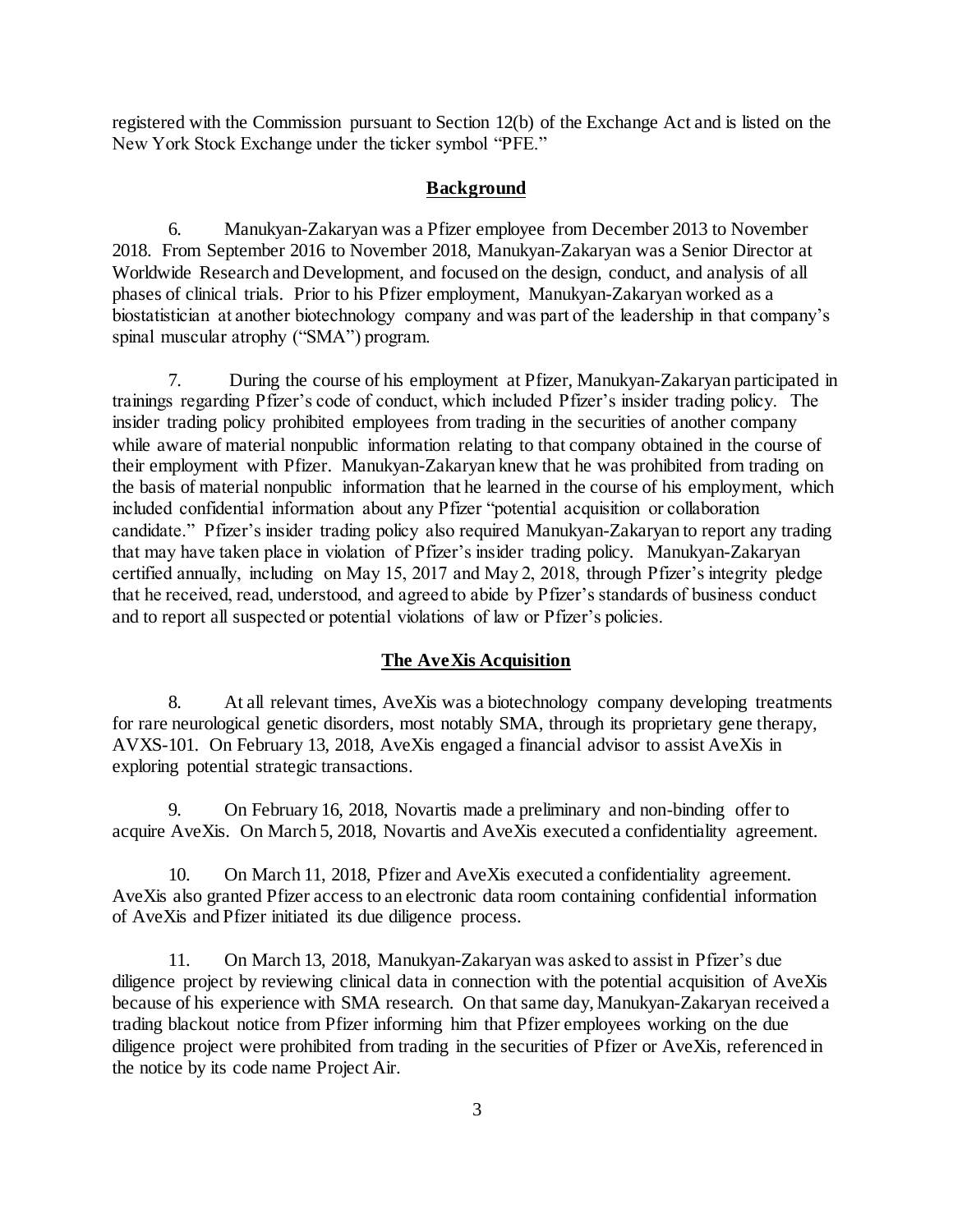registered with the Commission pursuant to Section 12(b) of the Exchange Act and is listed on the New York Stock Exchange under the ticker symbol "PFE."

## **Background**

6. Manukyan-Zakaryan was a Pfizer employee from December 2013 to November 2018. From September 2016 to November 2018, Manukyan-Zakaryan was a Senior Director at Worldwide Research and Development, and focused on the design, conduct, and analysis of all phases of clinical trials. Prior to his Pfizer employment, Manukyan-Zakaryan worked as a biostatistician at another biotechnology company and was part of the leadership in that company's spinal muscular atrophy ("SMA") program.

7. During the course of his employment at Pfizer, Manukyan-Zakaryan participated in trainings regarding Pfizer's code of conduct, which included Pfizer's insider trading policy. The insider trading policy prohibited employees from trading in the securities of another company while aware of material nonpublic information relating to that company obtained in the course of their employment with Pfizer. Manukyan-Zakaryan knew that he was prohibited from trading on the basis of material nonpublic information that he learned in the course of his employment, which included confidential information about any Pfizer "potential acquisition or collaboration candidate." Pfizer's insider trading policy also required Manukyan-Zakaryan to report any trading that may have taken place in violation of Pfizer's insider trading policy. Manukyan-Zakaryan certified annually, including on May 15, 2017 and May 2, 2018, through Pfizer's integrity pledge that he received, read, understood, and agreed to abide by Pfizer's standards of business conduct and to report all suspected or potential violations of law or Pfizer's policies.

## **The AveXis Acquisition**

8. At all relevant times, AveXis was a biotechnology company developing treatments for rare neurological genetic disorders, most notably SMA, through its proprietary gene therapy, AVXS-101. On February 13, 2018, AveXis engaged a financial advisor to assist AveXis in exploring potential strategic transactions.

9. On February 16, 2018, Novartis made a preliminary and non-binding offer to acquire AveXis. On March 5, 2018, Novartis and AveXis executed a confidentiality agreement.

10. On March 11, 2018, Pfizer and AveXis executed a confidentiality agreement. AveXis also granted Pfizer access to an electronic data room containing confidential information of AveXis and Pfizer initiated its due diligence process.

11. On March 13, 2018, Manukyan-Zakaryan was asked to assist in Pfizer's due diligence project by reviewing clinical data in connection with the potential acquisition of AveXis because of his experience with SMA research. On that same day, Manukyan-Zakaryan received a trading blackout notice from Pfizer informing him that Pfizer employees working on the due diligence project were prohibited from trading in the securities of Pfizer or AveXis, referenced in the notice by its code name Project Air.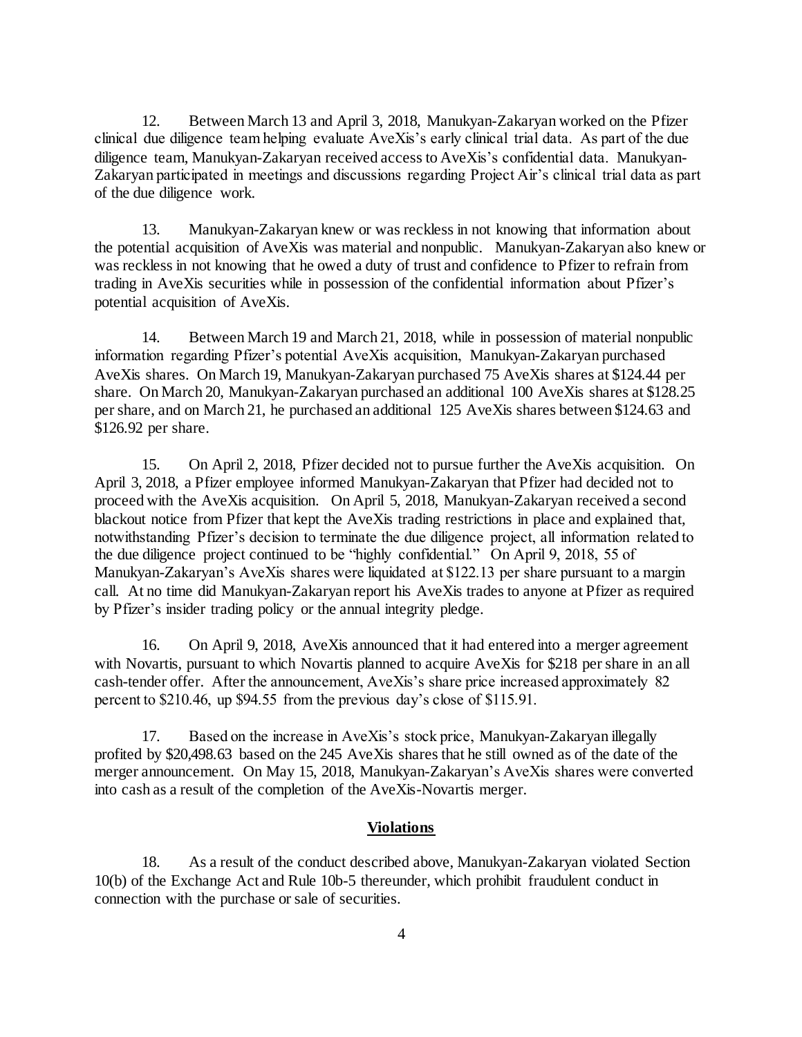12. Between March 13 and April 3, 2018, Manukyan-Zakaryan worked on the Pfizer clinical due diligence team helping evaluate AveXis's early clinical trial data. As part of the due diligence team, Manukyan-Zakaryan received access to AveXis's confidential data. Manukyan-Zakaryan participated in meetings and discussions regarding Project Air's clinical trial data as part of the due diligence work.

13. Manukyan-Zakaryan knew or was reckless in not knowing that information about the potential acquisition of AveXis was material and nonpublic. Manukyan-Zakaryan also knew or was reckless in not knowing that he owed a duty of trust and confidence to Pfizer to refrain from trading in AveXis securities while in possession of the confidential information about Pfizer's potential acquisition of AveXis.

14. Between March 19 and March 21, 2018, while in possession of material nonpublic information regarding Pfizer's potential AveXis acquisition, Manukyan-Zakaryan purchased AveXis shares. On March 19, Manukyan-Zakaryan purchased 75 AveXis shares at $124.44 per share. On March 20, Manukyan-Zakaryan purchased an additional 100 AveXis shares at $128.25 per share, and on March 21, he purchased an additional 125 AveXis shares between $124.63 and $126.92 per share.

15. On April 2, 2018, Pfizer decided not to pursue further the AveXis acquisition. On April 3, 2018, a Pfizer employee informed Manukyan-Zakaryan that Pfizer had decided not to proceed with the AveXis acquisition. On April 5, 2018, Manukyan-Zakaryan received a second blackout notice from Pfizer that kept the AveXis trading restrictions in place and explained that, notwithstanding Pfizer's decision to terminate the due diligence project, all information related to the due diligence project continued to be "highly confidential." On April 9, 2018, 55 of Manukyan-Zakaryan's AveXis shares were liquidated at $122.13 per share pursuant to a margin call. At no time did Manukyan-Zakaryan report his AveXis trades to anyone at Pfizer as required by Pfizer's insider trading policy or the annual integrity pledge.

16. On April 9, 2018, AveXis announced that it had entered into a merger agreement with Novartis, pursuant to which Novartis planned to acquire AveXis for $218 per share in an all cash-tender offer. After the announcement, AveXis's share price increased approximately 82 percent to $210.46, up $94.55 from the previous day's close of $115.91.

17. Based on the increase in AveXis's stock price, Manukyan-Zakaryan illegally profited by $20,498.63 based on the 245 AveXis shares that he still owned as of the date of the merger announcement. On May 15, 2018, Manukyan-Zakaryan's AveXis shares were converted into cash as a result of the completion of the AveXis-Novartis merger.

## Violations

18. As a result of the conduct described above, Manukyan-Zakaryan violated Section 10(b) of the Exchange Act and Rule 10b-5 thereunder, which prohibit fraudulent conduct in connection with the purchase or sale of securities.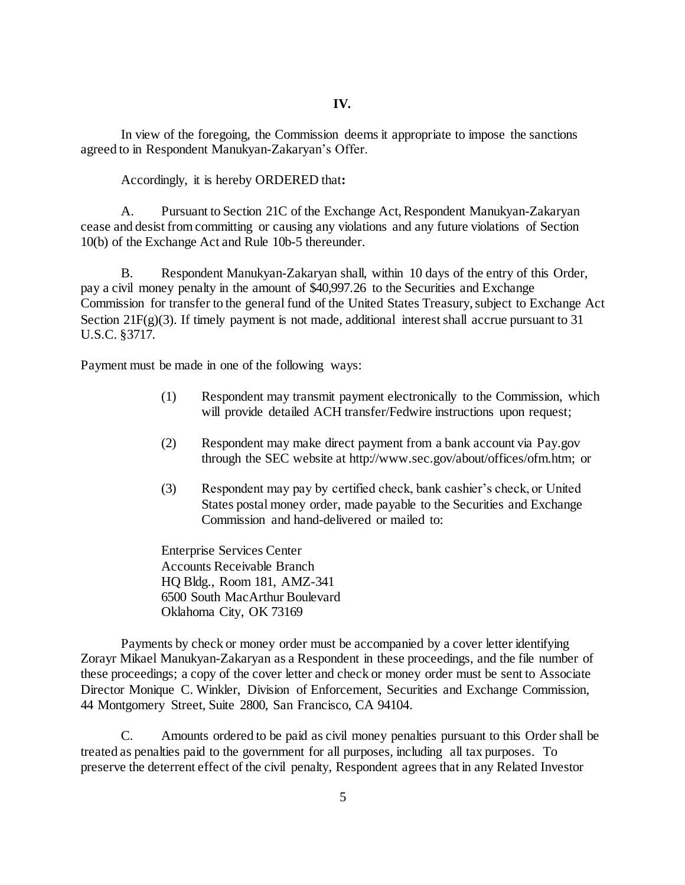## IV.

In view of the foregoing, the Commission deems it appropriate to impose the sanctions agreed to in Respondent Manukyan-Zakaryan's Offer.

Accordingly, it is hereby ORDERED that**:**

A. Pursuant to Section 21C of the Exchange Act, Respondent Manukyan-Zakaryan cease and desist from committing or causing any violations and any future violations of Section 10(b) of the Exchange Act and Rule 10b-5 thereunder.

B. Respondent Manukyan-Zakaryan shall, within 10 days of the entry of this Order, pay a civil money penalty in the amount of $40,997.26 to the Securities and Exchange Commission for transfer to the general fund of the United States Treasury, subject to Exchange Act Section 21F(g)(3). If timely payment is not made, additional interest shall accrue pursuant to 31 U.S.C. §3717.

Payment must be made in one of the following ways:

(1) Respondent may transmit payment electronically to the Commission, which will provide detailed ACH transfer/Fedwire instructions upon request;

(2) Respondent may make direct payment from a bank account via Pay.gov through the SEC website at http://www.sec.gov/about/offices/ofm.htm; or

(3) Respondent may pay by certified check, bank cashier's check, or United States postal money order, made payable to the Securities and Exchange Commission and hand-delivered or mailed to:

Enterprise Services Center
Accounts Receivable Branch
HQ Bldg., Room 181, AMZ-341
6500 South MacArthur Boulevard
Oklahoma City, OK 73169

Payments by check or money order must be accompanied by a cover letter identifying Zorayr Mikael Manukyan-Zakaryan as a Respondent in these proceedings, and the file number of these proceedings; a copy of the cover letter and check or money order must be sent to Associate Director Monique C. Winkler, Division of Enforcement, Securities and Exchange Commission, 44 Montgomery Street, Suite 2800, San Francisco, CA 94104.

C. Amounts ordered to be paid as civil money penalties pursuant to this Order shall be treated as penalties paid to the government for all purposes, including all tax purposes. To preserve the deterrent effect of the civil penalty, Respondent agrees that in any Related Investor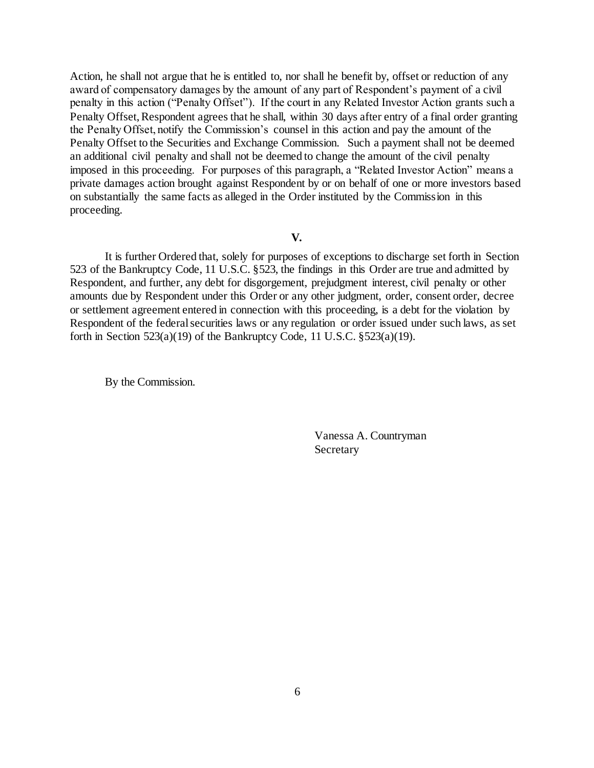Action, he shall not argue that he is entitled to, nor shall he benefit by, offset or reduction of any award of compensatory damages by the amount of any part of Respondent's payment of a civil penalty in this action ("Penalty Offset"). If the court in any Related Investor Action grants such a Penalty Offset, Respondent agrees that he shall, within 30 days after entry of a final order granting the Penalty Offset, notify the Commission's counsel in this action and pay the amount of the Penalty Offset to the Securities and Exchange Commission. Such a payment shall not be deemed an additional civil penalty and shall not be deemed to change the amount of the civil penalty imposed in this proceeding. For purposes of this paragraph, a "Related Investor Action" means a private damages action brought against Respondent by or on behalf of one or more investors based on substantially the same facts as alleged in the Order instituted by the Commission in this proceeding.

**V.**

It is further Ordered that, solely for purposes of exceptions to discharge set forth in Section 523 of the Bankruptcy Code, 11 U.S.C. §523, the findings in this Order are true and admitted by Respondent, and further, any debt for disgorgement, prejudgment interest, civil penalty or other amounts due by Respondent under this Order or any other judgment, order, consent order, decree or settlement agreement entered in connection with this proceeding, is a debt for the violation by Respondent of the federal securities laws or any regulation or order issued under such laws, as set forth in Section 523(a)(19) of the Bankruptcy Code, 11 U.S.C. §523(a)(19).

By the Commission.

Vanessa A. Countryman
Secretary